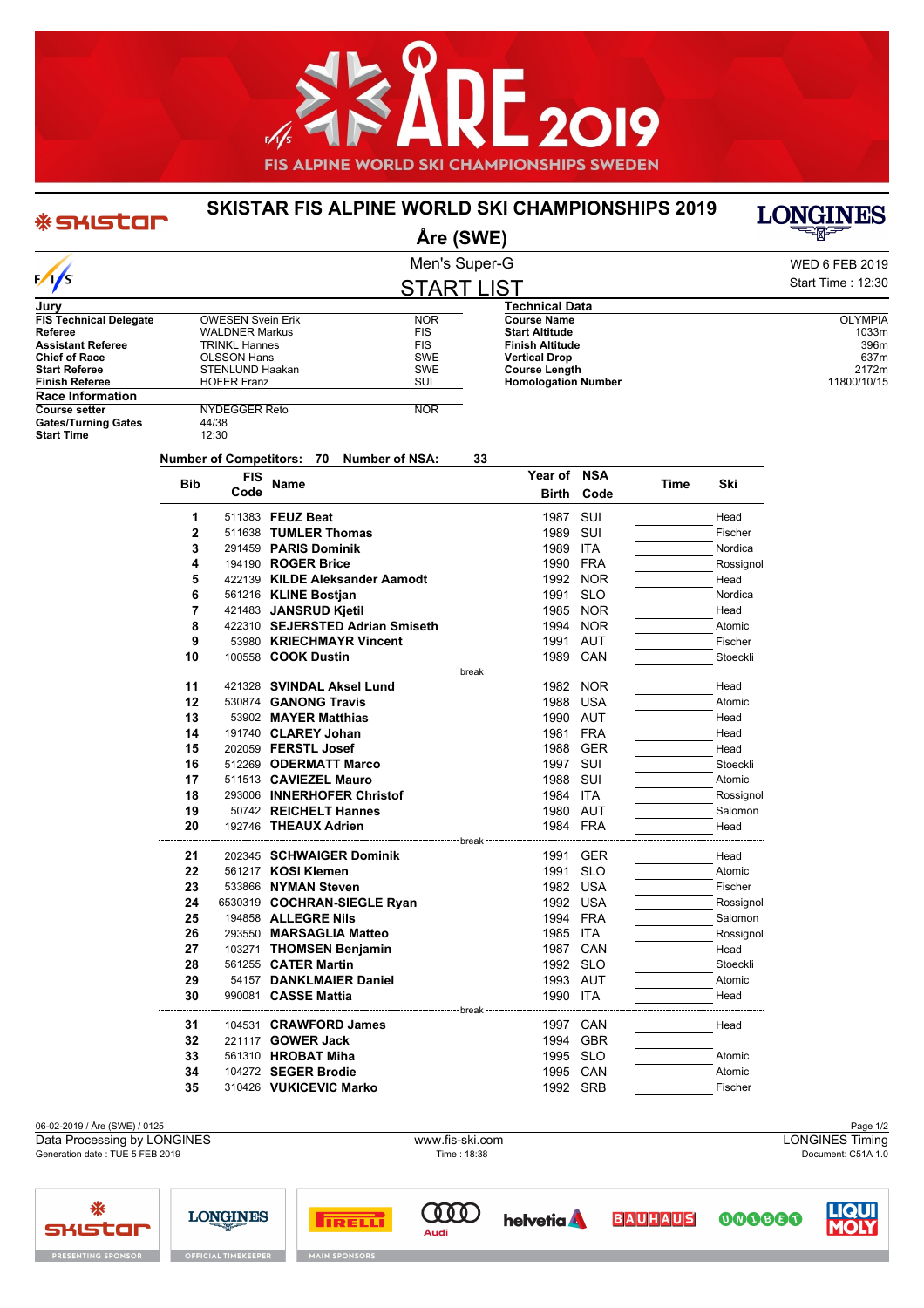# SKISTAR FIS ALPINE WORLD SKI CHAMPIONSHIPS 2019

## Åre (SWE)

Men's Super-G

WED 6 FEB 2019

Start Time : 12:30

## START LIST

| Jury | | |
|---|---|---|
| FIS Technical Delegate | OWESEN Svein Erik | NOR |
| Referee | WALDNER Markus | FIS |
| Assistant Referee | TRINKL Hannes | FIS |
| Chief of Race | OLSSON Hans | SWE |
| Start Referee | STENLUND Haakan | SWE |
| Finish Referee | HOFER Franz | SUI |

| Technical Data | |
|---|---|
| Course Name | OLYMPIA |
| Start Altitude | 1033m |
| Finish Altitude | 396m |
| Vertical Drop | 637m |
| Course Length | 2172m |
| Homologation Number | 11800/10/15 |

| Race Information | | |
|---|---|---|
| Course setter | NYDEGGER Reto | NOR |
| Gates/Turning Gates | 44/38 | |
| Start Time | 12:30 | |

**Number of Competitors: 70 Number of NSA: 33**

| Bib | FIS Code | Name | Year of Birth | NSA Code | Time | Ski |
|---|---|---|---|---|---|---|
| 1 | 511383 | **FEUZ Beat** | 1987 | SUI | | Head |
| 2 | 511638 | **TUMLER Thomas** | 1989 | SUI | | Fischer |
| 3 | 291459 | **PARIS Dominik** | 1989 | ITA | | Nordica |
| 4 | 194190 | **ROGER Brice** | 1990 | FRA | | Rossignol |
| 5 | 422139 | **KILDE Aleksander Aamodt** | 1992 | NOR | | Head |
| 6 | 561216 | **KLINE Bostjan** | 1991 | SLO | | Nordica |
| 7 | 421483 | **JANSRUD Kjetil** | 1985 | NOR | | Head |
| 8 | 422310 | **SEJERSTED Adrian Smiseth** | 1994 | NOR | | Atomic |
| 9 | 53980 | **KRIECHMAYR Vincent** | 1991 | AUT | | Fischer |
| 10 | 100558 | **COOK Dustin** | 1989 | CAN | | Stoeckli |
| | | break | | | | |
| 11 | 421328 | **SVINDAL Aksel Lund** | 1982 | NOR | | Head |
| 12 | 530874 | **GANONG Travis** | 1988 | USA | | Atomic |
| 13 | 53902 | **MAYER Matthias** | 1990 | AUT | | Head |
| 14 | 191740 | **CLAREY Johan** | 1981 | FRA | | Head |
| 15 | 202059 | **FERSTL Josef** | 1988 | GER | | Head |
| 16 | 512269 | **ODERMATT Marco** | 1997 | SUI | | Stoeckli |
| 17 | 511513 | **CAVIEZEL Mauro** | 1988 | SUI | | Atomic |
| 18 | 293006 | **INNERHOFER Christof** | 1984 | ITA | | Rossignol |
| 19 | 50742 | **REICHELT Hannes** | 1980 | AUT | | Salomon |
| 20 | 192746 | **THEAUX Adrien** | 1984 | FRA | | Head |
| | | break | | | | |
| 21 | 202345 | **SCHWAIGER Dominik** | 1991 | GER | | Head |
| 22 | 561217 | **KOSI Klemen** | 1991 | SLO | | Atomic |
| 23 | 533866 | **NYMAN Steven** | 1982 | USA | | Fischer |
| 24 | 6530319 | **COCHRAN-SIEGLE Ryan** | 1992 | USA | | Rossignol |
| 25 | 194858 | **ALLEGRE Nils** | 1994 | FRA | | Salomon |
| 26 | 293550 | **MARSAGLIA Matteo** | 1985 | ITA | | Rossignol |
| 27 | 103271 | **THOMSEN Benjamin** | 1987 | CAN | | Head |
| 28 | 561255 | **CATER Martin** | 1992 | SLO | | Stoeckli |
| 29 | 54157 | **DANKLMAIER Daniel** | 1993 | AUT | | Atomic |
| 30 | 990081 | **CASSE Mattia** | 1990 | ITA | | Head |
| | | break | | | | |
| 31 | 104531 | **CRAWFORD James** | 1997 | CAN | | Head |
| 32 | 221117 | **GOWER Jack** | 1994 | GBR | | |
| 33 | 561310 | **HROBAT Miha** | 1995 | SLO | | Atomic |
| 34 | 104272 | **SEGER Brodie** | 1995 | CAN | | Atomic |
| 35 | 310426 | **VUKICEVIC Marko** | 1992 | SRB | | Fischer |

06-02-2019 / Åre (SWE) / 0125

Data Processing by LONGINES — www.fis-ski.com — LONGINES Timing

Generation date : TUE 5 FEB 2019 — Time : 18:38 — Document: C51A 1.0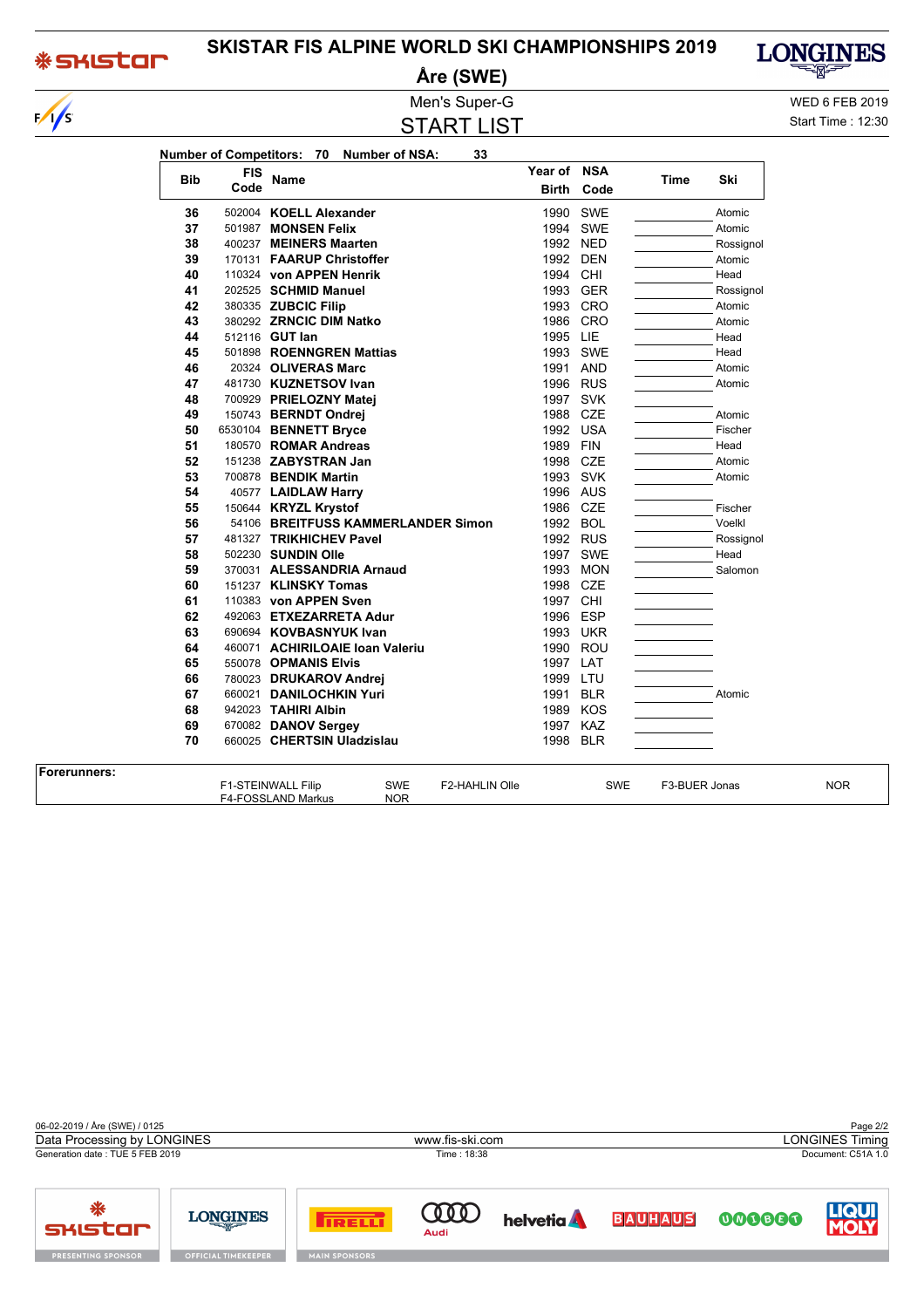# SKISTAR FIS ALPINE WORLD SKI CHAMPIONSHIPS 2019

## Åre (SWE)

Men's Super-G

## START LIST

WED 6 FEB 2019

Start Time : 12:30

**Number of Competitors: 70 Number of NSA: 33**

| Bib | FIS Code | Name | Year of Birth | NSA Code | Time | Ski |
|---|---|---|---|---|---|---|
| 36 | 502004 | **KOELL Alexander** | 1990 | SWE | | Atomic |
| 37 | 501987 | **MONSEN Felix** | 1994 | SWE | | Atomic |
| 38 | 400237 | **MEINERS Maarten** | 1992 | NED | | Rossignol |
| 39 | 170131 | **FAARUP Christoffer** | 1992 | DEN | | Atomic |
| 40 | 110324 | **von APPEN Henrik** | 1994 | CHI | | Head |
| 41 | 202525 | **SCHMID Manuel** | 1993 | GER | | Rossignol |
| 42 | 380335 | **ZUBCIC Filip** | 1993 | CRO | | Atomic |
| 43 | 380292 | **ZRNCIC DIM Natko** | 1986 | CRO | | Atomic |
| 44 | 512116 | **GUT Ian** | 1995 | LIE | | Head |
| 45 | 501898 | **ROENNGREN Mattias** | 1993 | SWE | | Head |
| 46 | 20324 | **OLIVERAS Marc** | 1991 | AND | | Atomic |
| 47 | 481730 | **KUZNETSOV Ivan** | 1996 | RUS | | Atomic |
| 48 | 700929 | **PRIELOZNY Matej** | 1997 | SVK | | |
| 49 | 150743 | **BERNDT Ondrej** | 1988 | CZE | | Atomic |
| 50 | 6530104 | **BENNETT Bryce** | 1992 | USA | | Fischer |
| 51 | 180570 | **ROMAR Andreas** | 1989 | FIN | | Head |
| 52 | 151238 | **ZABYSTRAN Jan** | 1998 | CZE | | Atomic |
| 53 | 700878 | **BENDIK Martin** | 1993 | SVK | | Atomic |
| 54 | 40577 | **LAIDLAW Harry** | 1996 | AUS | | |
| 55 | 150644 | **KRYZL Krystof** | 1986 | CZE | | Fischer |
| 56 | 54106 | **BREITFUSS KAMMERLANDER Simon** | 1992 | BOL | | Voelkl |
| 57 | 481327 | **TRIKHICHEV Pavel** | 1992 | RUS | | Rossignol |
| 58 | 502230 | **SUNDIN Olle** | 1997 | SWE | | Head |
| 59 | 370031 | **ALESSANDRIA Arnaud** | 1993 | MON | | Salomon |
| 60 | 151237 | **KLINSKY Tomas** | 1998 | CZE | | |
| 61 | 110383 | **von APPEN Sven** | 1997 | CHI | | |
| 62 | 492063 | **ETXEZARRETA Adur** | 1996 | ESP | | |
| 63 | 690694 | **KOVBASNYUK Ivan** | 1993 | UKR | | |
| 64 | 460071 | **ACHIRILOAIE Ioan Valeriu** | 1990 | ROU | | |
| 65 | 550078 | **OPMANIS Elvis** | 1997 | LAT | | |
| 66 | 780023 | **DRUKAROV Andrej** | 1999 | LTU | | |
| 67 | 660021 | **DANILOCHKIN Yuri** | 1991 | BLR | | Atomic |
| 68 | 942023 | **TAHIRI Albin** | 1989 | KOS | | |
| 69 | 670082 | **DANOV Sergey** | 1997 | KAZ | | |
| 70 | 660025 | **CHERTSIN Uladzislau** | 1998 | BLR | | |

**Forerunners:**

F1-STEINWALL Filip SWE  F2-HAHLIN Olle SWE  F3-BUER Jonas NOR
F4-FOSSLAND Markus NOR

06-02-2019 / Åre (SWE) / 0125

Data Processing by LONGINES  www.fis-ski.com  LONGINES Timing

Generation date : TUE 5 FEB 2019  Time : 18:38  Document: C51A 1.0